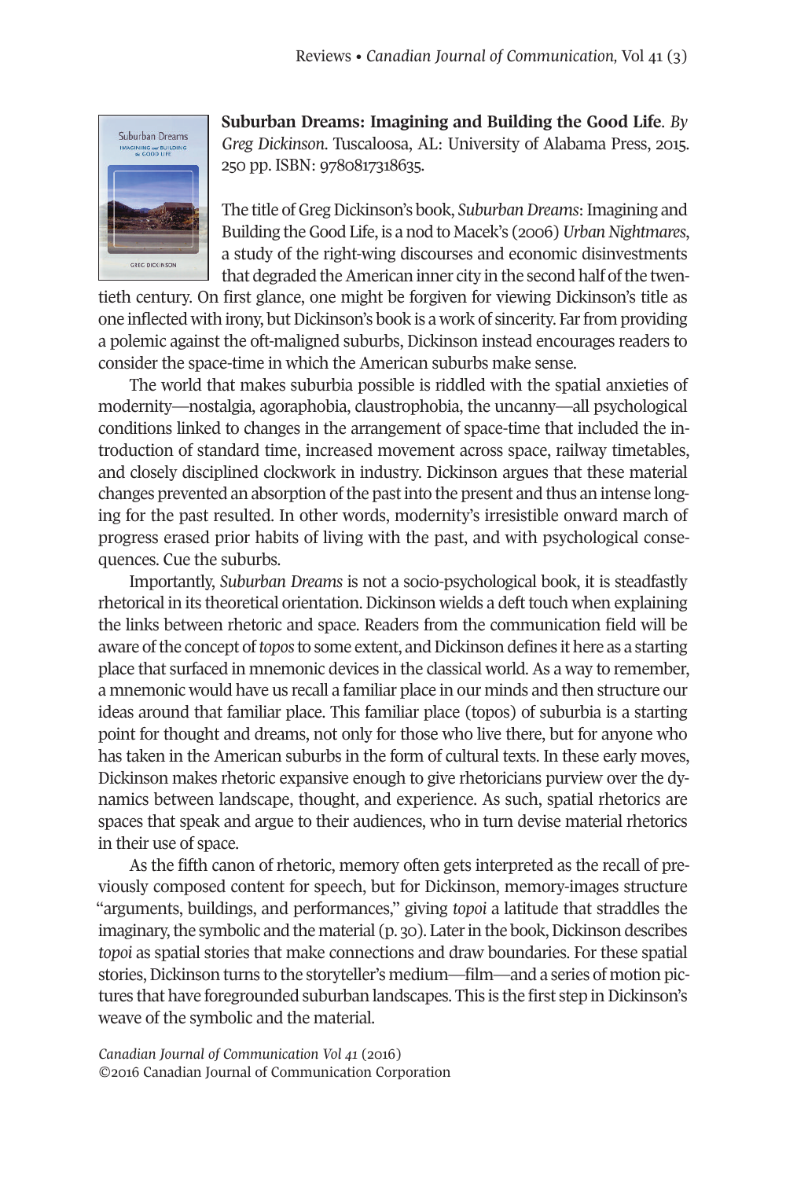**Suburban Dreams: Imagining and Building the Good Life**. *By Greg Dickinson*. Tuscaloosa, AL: University of Alabama Press, 2015. 250 pp. ISBN: 9780817318635.

The title of Greg Dickinson's book, *Suburban Dreams*: Imagining and Building the Good Life, is a nod to Macek's (2006) *Urban Nightmares*, a study of the right-wing discourses and economic disinvestments that degraded the American inner city in the second half of the twentieth century. On first glance, one might be forgiven for viewing Dickinson's title as one inflected with irony, but Dickinson's book is a work of sincerity. Far from providing a polemic against the oft-maligned suburbs, Dickinson instead encourages readers to consider the space-time in which the American suburbs make sense.

The world that makes suburbia possible is riddled with the spatial anxieties of modernity—nostalgia, agoraphobia, claustrophobia, the uncanny—all psychological conditions linked to changes in the arrangement of space-time that included the introduction of standard time, increased movement across space, railway timetables, and closely disciplined clockwork in industry. Dickinson argues that these material changes prevented an absorption of the past into the present and thus an intense longing for the past resulted. In other words, modernity's irresistible onward march of progress erased prior habits of living with the past, and with psychological consequences. Cue the suburbs.

Importantly, *Suburban Dreams* is not a socio-psychological book, it is steadfastly rhetorical in its theoretical orientation. Dickinson wields a deft touch when explaining the links between rhetoric and space. Readers from the communication field will be aware of the concept of *topos* to some extent, and Dickinson defines it here as a starting place that surfaced in mnemonic devices in the classical world. As a way to remember, a mnemonic would have us recall a familiar place in our minds and then structure our ideas around that familiar place. This familiar place (topos) of suburbia is a starting point for thought and dreams, not only for those who live there, but for anyone who has taken in the American suburbs in the form of cultural texts. In these early moves, Dickinson makes rhetoric expansive enough to give rhetoricians purview over the dynamics between landscape, thought, and experience. As such, spatial rhetorics are spaces that speak and argue to their audiences, who in turn devise material rhetorics in their use of space.

As the fifth canon of rhetoric, memory often gets interpreted as the recall of previously composed content for speech, but for Dickinson, memory-images structure "arguments, buildings, and performances," giving *topoi* a latitude that straddles the imaginary, the symbolic and the material (p. 30). Later in the book, Dickinson describes *topoi* as spatial stories that make connections and draw boundaries. For these spatial stories, Dickinson turns to the storyteller's medium—film—and a series of motion pictures that have foregrounded suburban landscapes. This is the first step in Dickinson's weave of the symbolic and the material.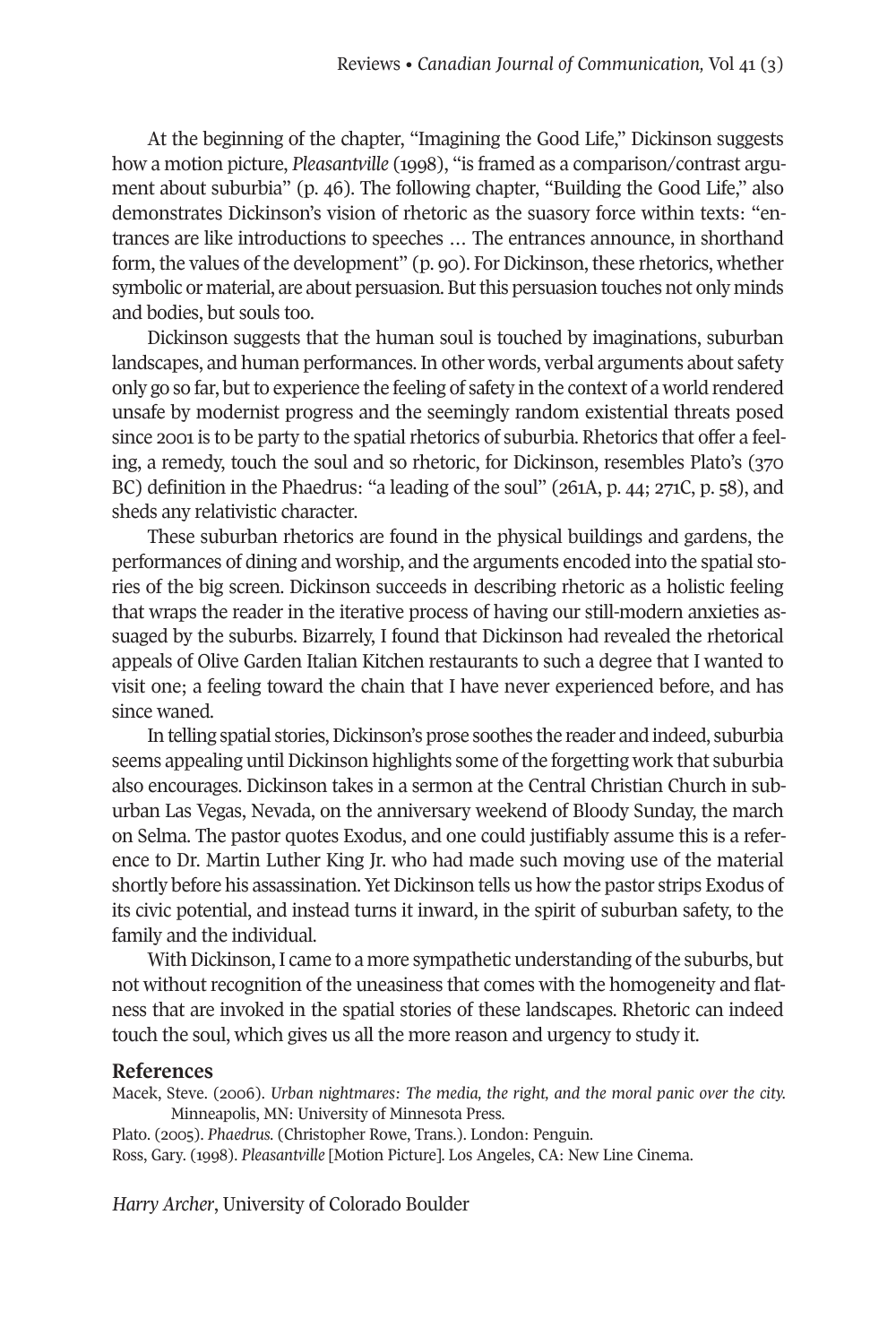At the beginning of the chapter, "Imagining the Good Life," Dickinson suggests how a motion picture, *Pleasantville* (1998), "is framed as a comparison/contrast argument about suburbia" (p. 46). The following chapter, "Building the Good Life," also demonstrates Dickinson's vision of rhetoric as the suasory force within texts: "entrances are like introductions to speeches … The entrances announce, in shorthand form, the values of the development" (p. 90). For Dickinson, these rhetorics, whether symbolic or material, are about persuasion. But this persuasion touches not only minds and bodies, but souls too.

Dickinson suggests that the human soul is touched by imaginations, suburban landscapes, and human performances. In other words, verbal arguments about safety only go so far, but to experience the feeling of safety in the context of a world rendered unsafe by modernist progress and the seemingly random existential threats posed since 2001 is to be party to the spatial rhetorics of suburbia. Rhetorics that offer a feeling, a remedy, touch the soul and so rhetoric, for Dickinson, resembles Plato's (370 BC) definition in the Phaedrus: "a leading of the soul" (261A, p. 44; 271C, p. 58), and sheds any relativistic character.

These suburban rhetorics are found in the physical buildings and gardens, the performances of dining and worship, and the arguments encoded into the spatial stories of the big screen. Dickinson succeeds in describing rhetoric as a holistic feeling that wraps the reader in the iterative process of having our still-modern anxieties assuaged by the suburbs. Bizarrely, I found that Dickinson had revealed the rhetorical appeals of Olive Garden Italian Kitchen restaurants to such a degree that I wanted to visit one; a feeling toward the chain that I have never experienced before, and has since waned.

In telling spatial stories, Dickinson's prose soothes the reader and indeed, suburbia seems appealing until Dickinson highlights some of the forgetting work that suburbia also encourages. Dickinson takes in a sermon at the Central Christian Church in suburban Las Vegas, Nevada, on the anniversary weekend of Bloody Sunday, the march on Selma. The pastor quotes Exodus, and one could justifiably assume this is a reference to Dr. Martin Luther King Jr. who had made such moving use of the material shortly before his assassination. Yet Dickinson tells us how the pastor strips Exodus of its civic potential, and instead turns it inward, in the spirit of suburban safety, to the family and the individual.

With Dickinson, I came to a more sympathetic understanding of the suburbs, but not without recognition of the uneasiness that comes with the homogeneity and flatness that are invoked in the spatial stories of these landscapes. Rhetoric can indeed touch the soul, which gives us all the more reason and urgency to study it.

## References

Macek, Steve. (2006). *Urban nightmares: The media, the right, and the moral panic over the city.* Minneapolis, MN: University of Minnesota Press.

Plato. (2005). *Phaedrus.* (Christopher Rowe, Trans.). London: Penguin.

Ross, Gary. (1998). *Pleasantville* [Motion Picture]. Los Angeles, CA: New Line Cinema.

*Harry Archer*, University of Colorado Boulder